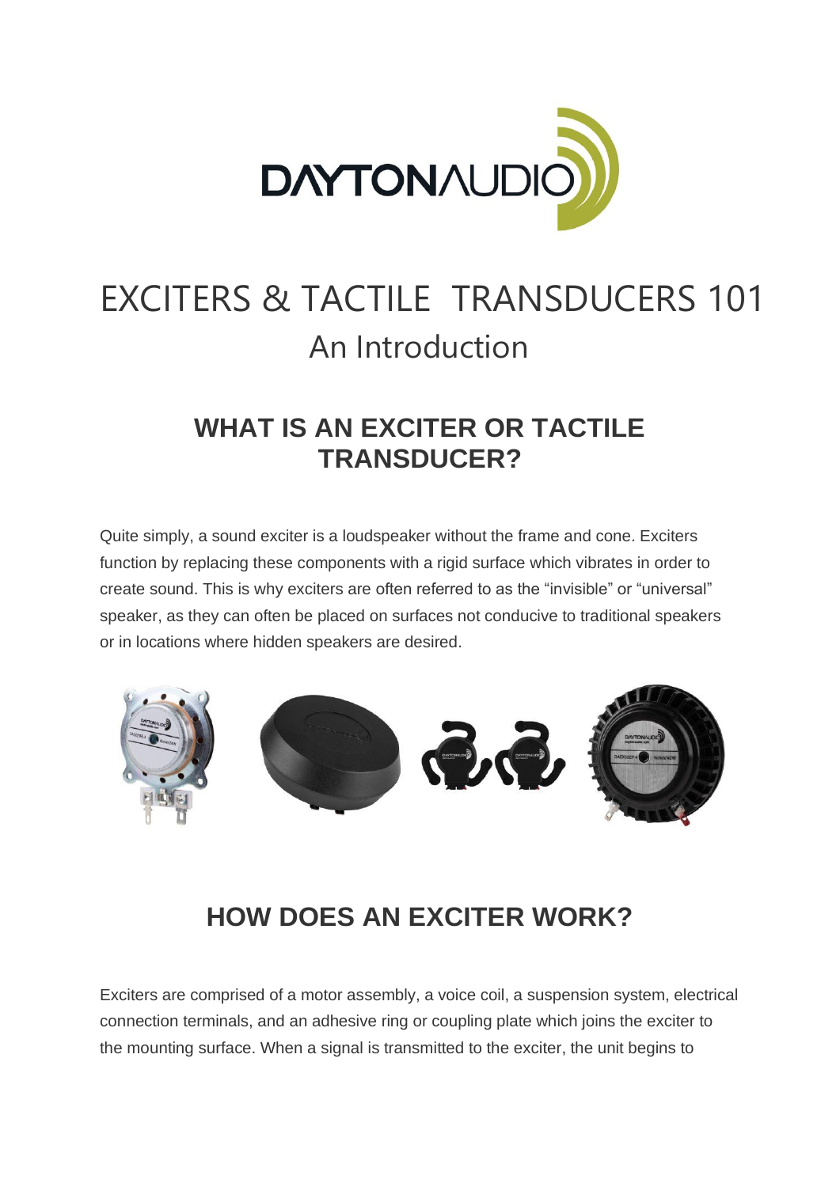# EXCITERS & TACTILE TRANSDUCERS 101

An Introduction

## WHAT IS AN EXCITER OR TACTILE TRANSDUCER?

Quite simply, a sound exciter is a loudspeaker without the frame and cone. Exciters function by replacing these components with a rigid surface which vibrates in order to create sound. This is why exciters are often referred to as the "invisible" or "universal" speaker, as they can often be placed on surfaces not conducive to traditional speakers or in locations where hidden speakers are desired.

## HOW DOES AN EXCITER WORK?

Exciters are comprised of a motor assembly, a voice coil, a suspension system, electrical connection terminals, and an adhesive ring or coupling plate which joins the exciter to the mounting surface. When a signal is transmitted to the exciter, the unit begins to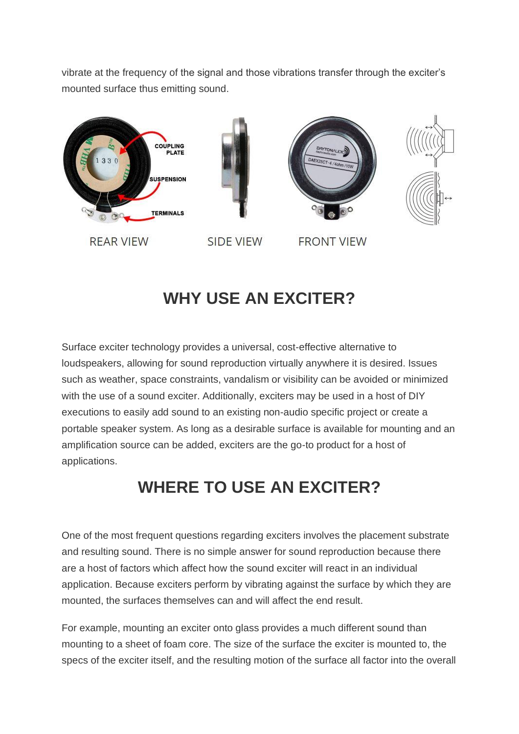vibrate at the frequency of the signal and those vibrations transfer through the exciter's mounted surface thus emitting sound.

REAR VIEW SIDE VIEW FRONT VIEW

## WHY USE AN EXCITER?

Surface exciter technology provides a universal, cost-effective alternative to loudspeakers, allowing for sound reproduction virtually anywhere it is desired. Issues such as weather, space constraints, vandalism or visibility can be avoided or minimized with the use of a sound exciter. Additionally, exciters may be used in a host of DIY executions to easily add sound to an existing non-audio specific project or create a portable speaker system. As long as a desirable surface is available for mounting and an amplification source can be added, exciters are the go-to product for a host of applications.

## WHERE TO USE AN EXCITER?

One of the most frequent questions regarding exciters involves the placement substrate and resulting sound. There is no simple answer for sound reproduction because there are a host of factors which affect how the sound exciter will react in an individual application. Because exciters perform by vibrating against the surface by which they are mounted, the surfaces themselves can and will affect the end result.

For example, mounting an exciter onto glass provides a much different sound than mounting to a sheet of foam core. The size of the surface the exciter is mounted to, the specs of the exciter itself, and the resulting motion of the surface all factor into the overall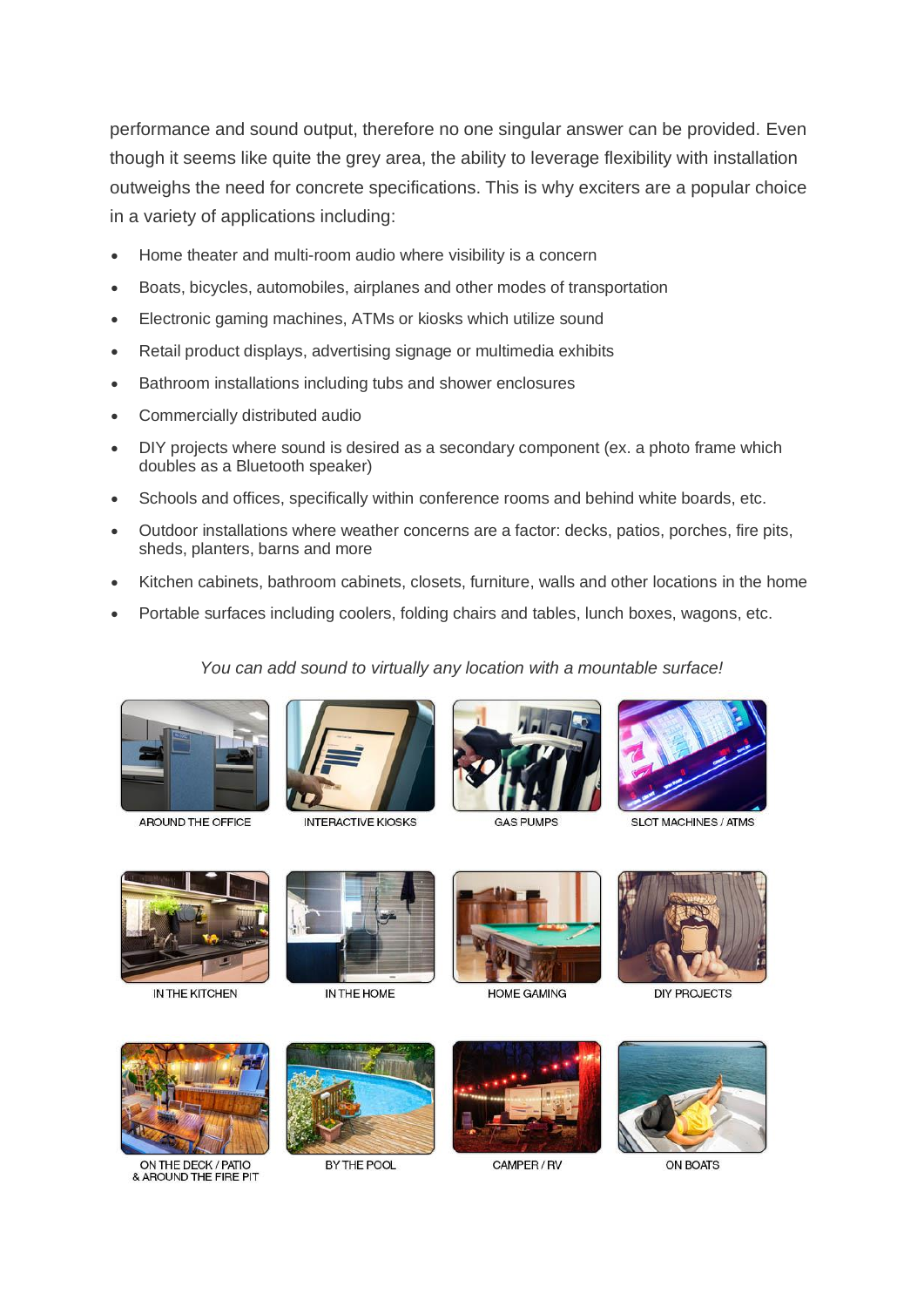performance and sound output, therefore no one singular answer can be provided. Even though it seems like quite the grey area, the ability to leverage flexibility with installation outweighs the need for concrete specifications. This is why exciters are a popular choice in a variety of applications including:

- Home theater and multi-room audio where visibility is a concern
- Boats, bicycles, automobiles, airplanes and other modes of transportation
- Electronic gaming machines, ATMs or kiosks which utilize sound
- Retail product displays, advertising signage or multimedia exhibits
- Bathroom installations including tubs and shower enclosures
- Commercially distributed audio
- DIY projects where sound is desired as a secondary component (ex. a photo frame which doubles as a Bluetooth speaker)
- Schools and offices, specifically within conference rooms and behind white boards, etc.
- Outdoor installations where weather concerns are a factor: decks, patios, porches, fire pits, sheds, planters, barns and more
- Kitchen cabinets, bathroom cabinets, closets, furniture, walls and other locations in the home
- Portable surfaces including coolers, folding chairs and tables, lunch boxes, wagons, etc.

*You can add sound to virtually any location with a mountable surface!*

AROUND THE OFFICE

INTERACTIVE KIOSKS

GAS PUMPS

SLOT MACHINES / ATMS

IN THE KITCHEN

IN THE HOME

HOME GAMING

DIY PROJECTS

ON THE DECK / PATIO & AROUND THE FIRE PIT

BY THE POOL

CAMPER / RV

ON BOATS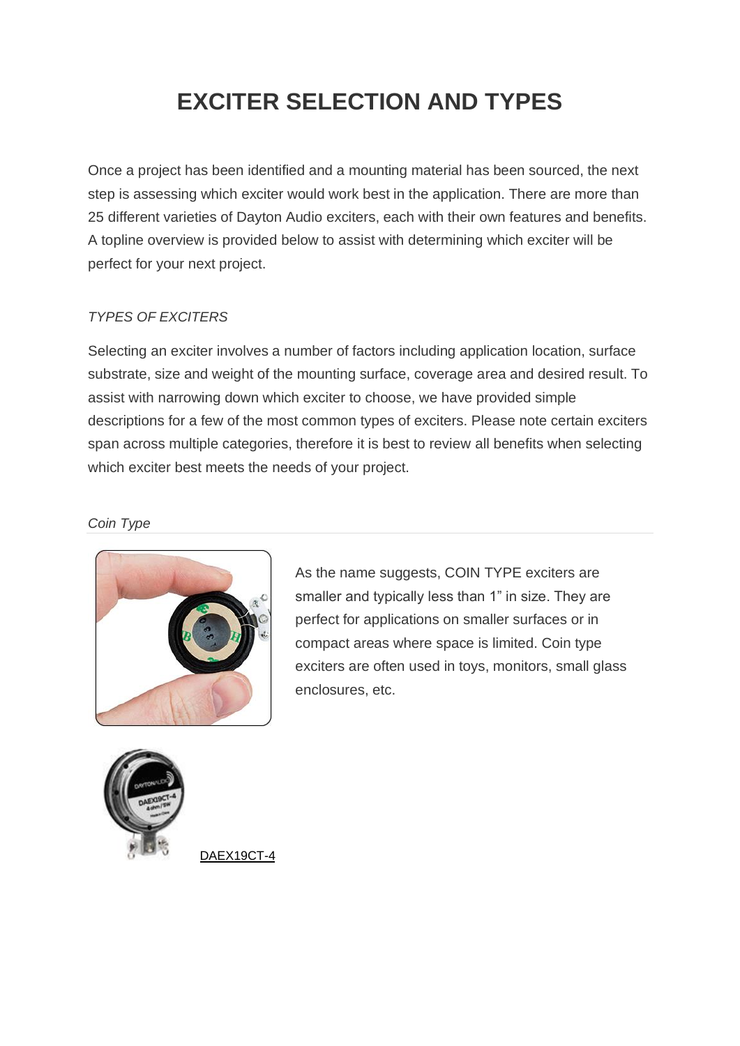# EXCITER SELECTION AND TYPES

Once a project has been identified and a mounting material has been sourced, the next step is assessing which exciter would work best in the application. There are more than 25 different varieties of Dayton Audio exciters, each with their own features and benefits. A topline overview is provided below to assist with determining which exciter will be perfect for your next project.

*TYPES OF EXCITERS*

Selecting an exciter involves a number of factors including application location, surface substrate, size and weight of the mounting surface, coverage area and desired result. To assist with narrowing down which exciter to choose, we have provided simple descriptions for a few of the most common types of exciters. Please note certain exciters span across multiple categories, therefore it is best to review all benefits when selecting which exciter best meets the needs of your project.

*Coin Type*

As the name suggests, COIN TYPE exciters are smaller and typically less than 1" in size. They are perfect for applications on smaller surfaces or in compact areas where space is limited. Coin type exciters are often used in toys, monitors, small glass enclosures, etc.

DAEX19CT-4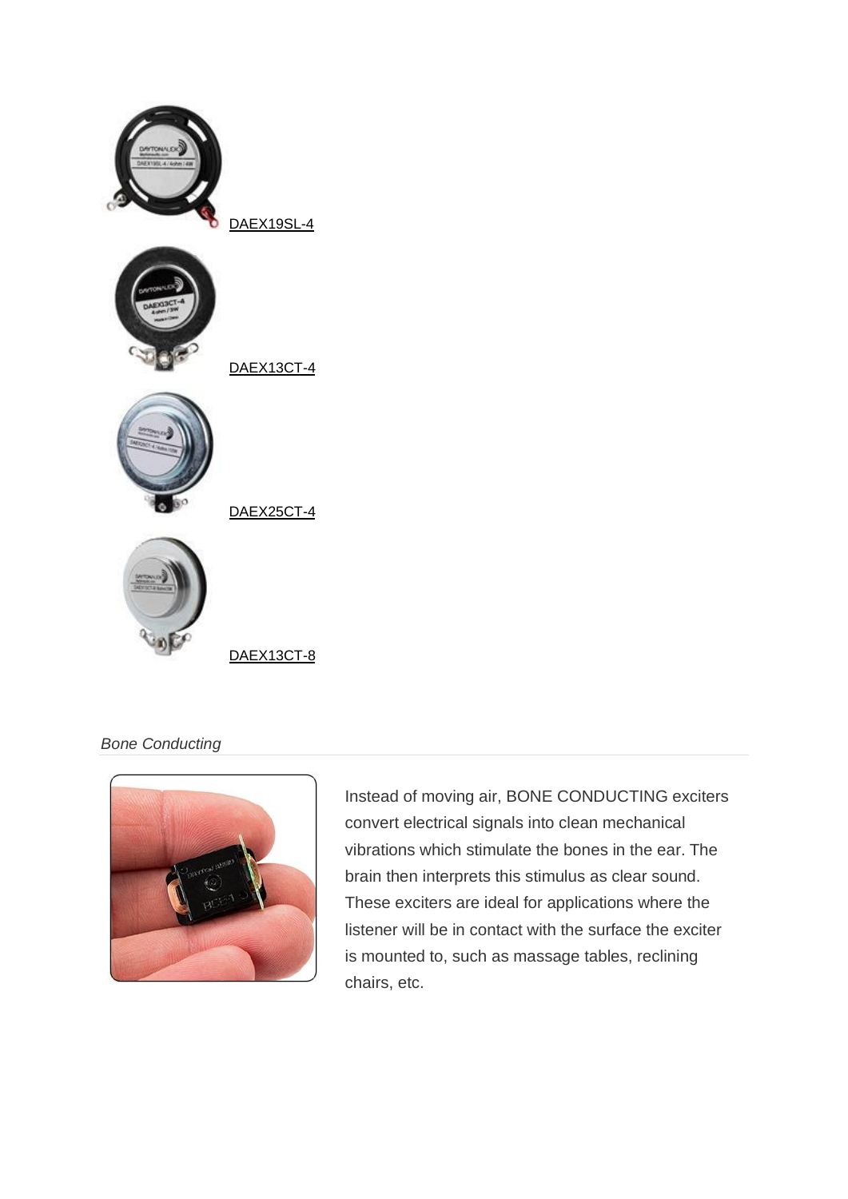DAEX19SL-4

DAEX13CT-4

DAEX25CT-4

DAEX13CT-8

*Bone Conducting*

Instead of moving air, BONE CONDUCTING exciters convert electrical signals into clean mechanical vibrations which stimulate the bones in the ear. The brain then interprets this stimulus as clear sound. These exciters are ideal for applications where the listener will be in contact with the surface the exciter is mounted to, such as massage tables, reclining chairs, etc.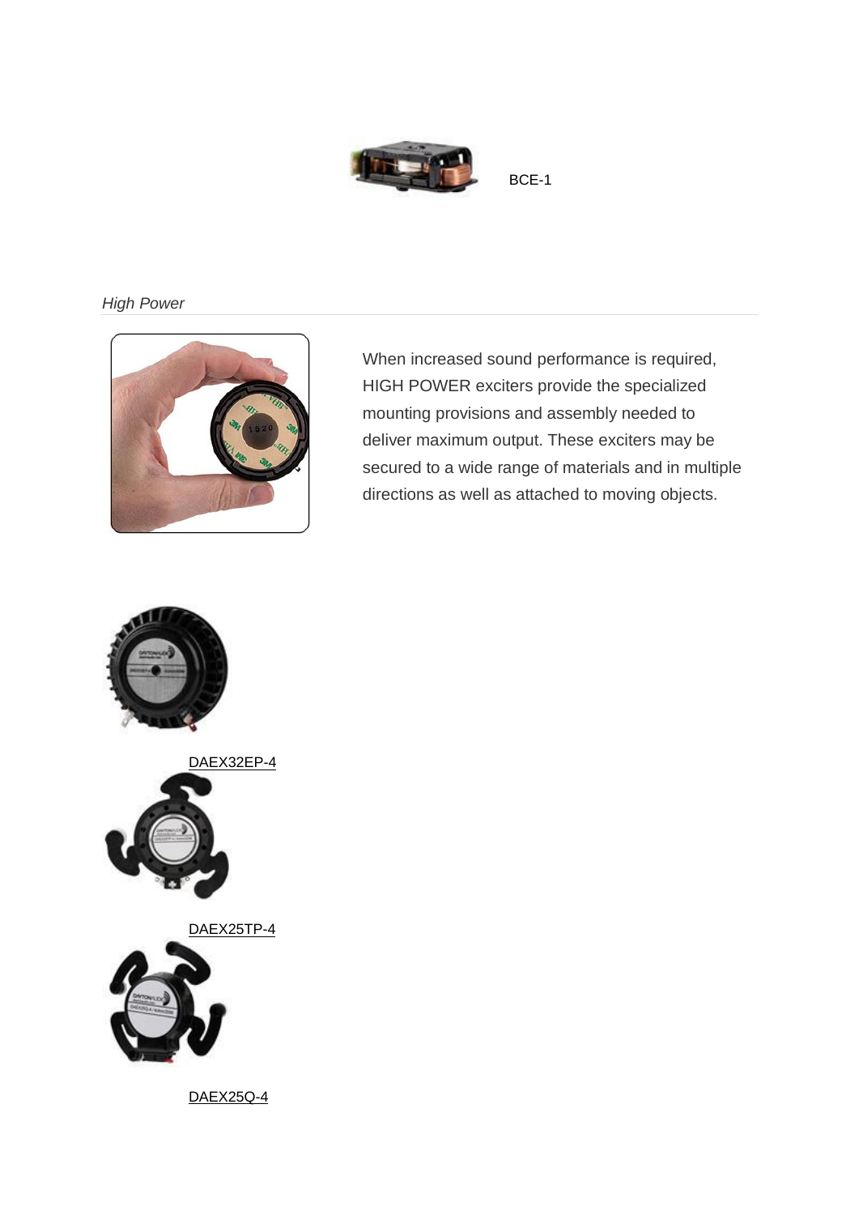BCE-1

*High Power*

When increased sound performance is required, HIGH POWER exciters provide the specialized mounting provisions and assembly needed to deliver maximum output. These exciters may be secured to a wide range of materials and in multiple directions as well as attached to moving objects.

DAEX32EP-4

DAEX25TP-4

DAEX25Q-4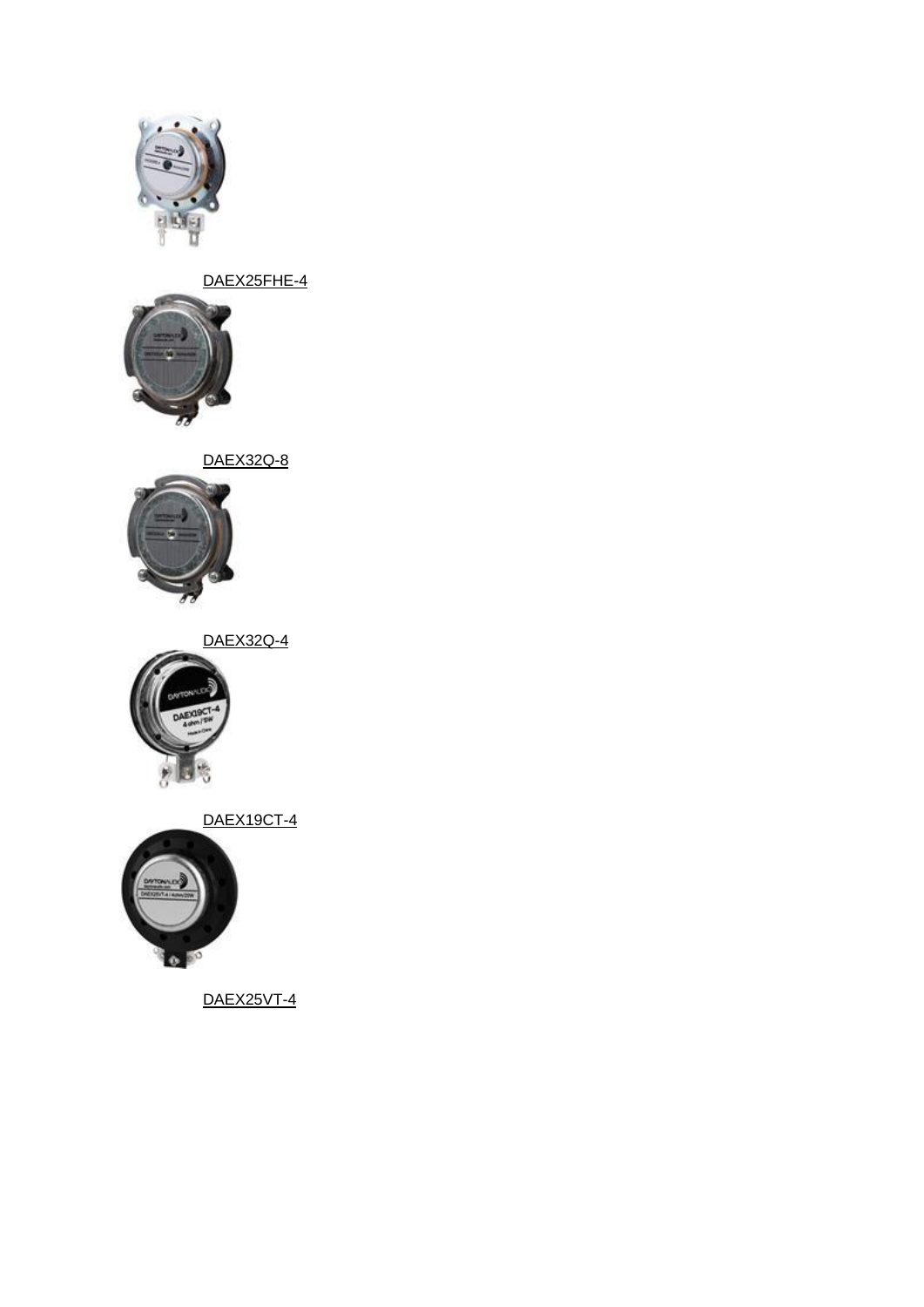DAEX25FHE-4

DAEX32Q-8

DAEX32Q-4

DAEX19CT-4

DAEX25VT-4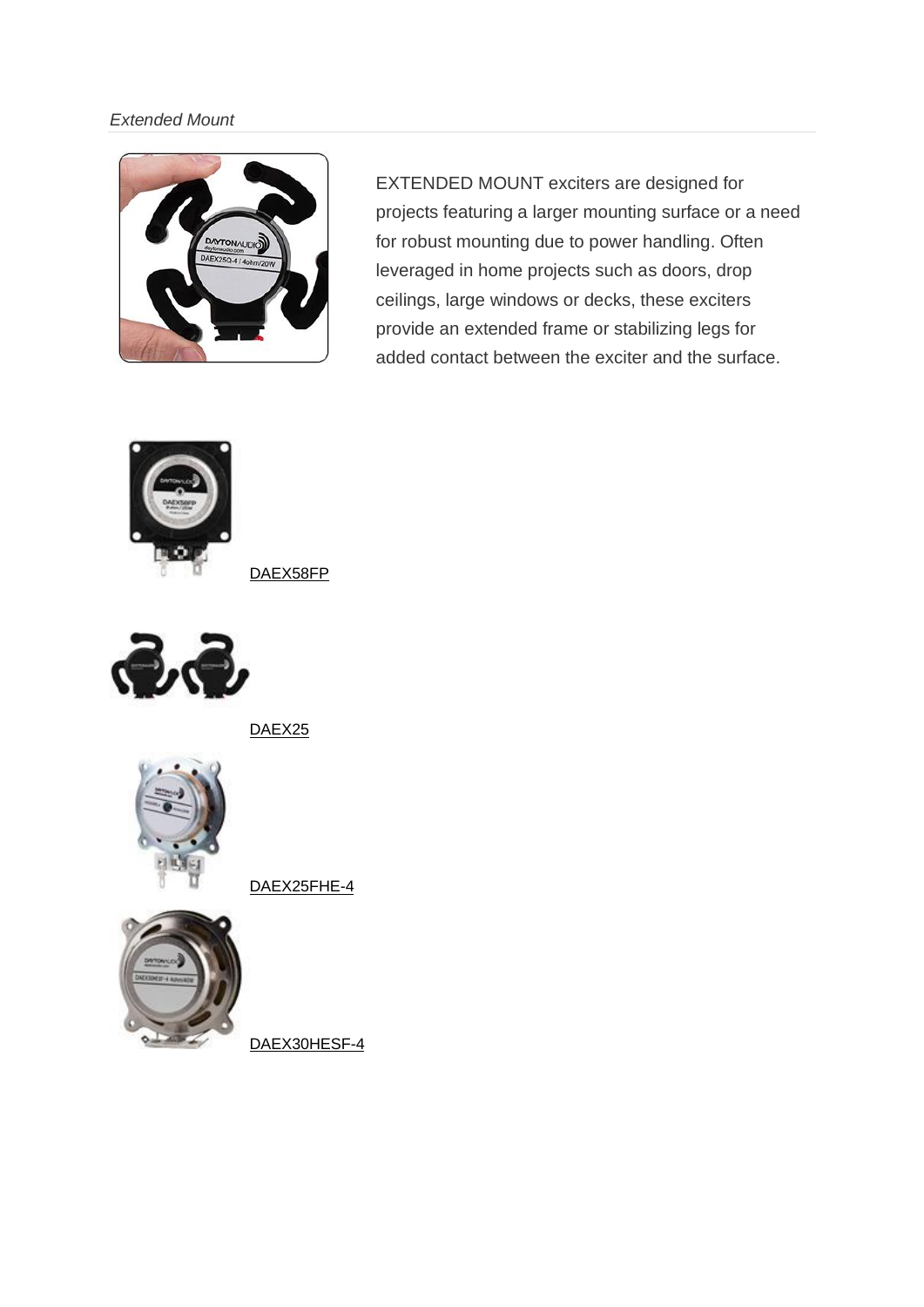*Extended Mount*

EXTENDED MOUNT exciters are designed for projects featuring a larger mounting surface or a need for robust mounting due to power handling. Often leveraged in home projects such as doors, drop ceilings, large windows or decks, these exciters provide an extended frame or stabilizing legs for added contact between the exciter and the surface.

DAEX58FP

DAEX25

DAEX25FHE-4

DAEX30HESF-4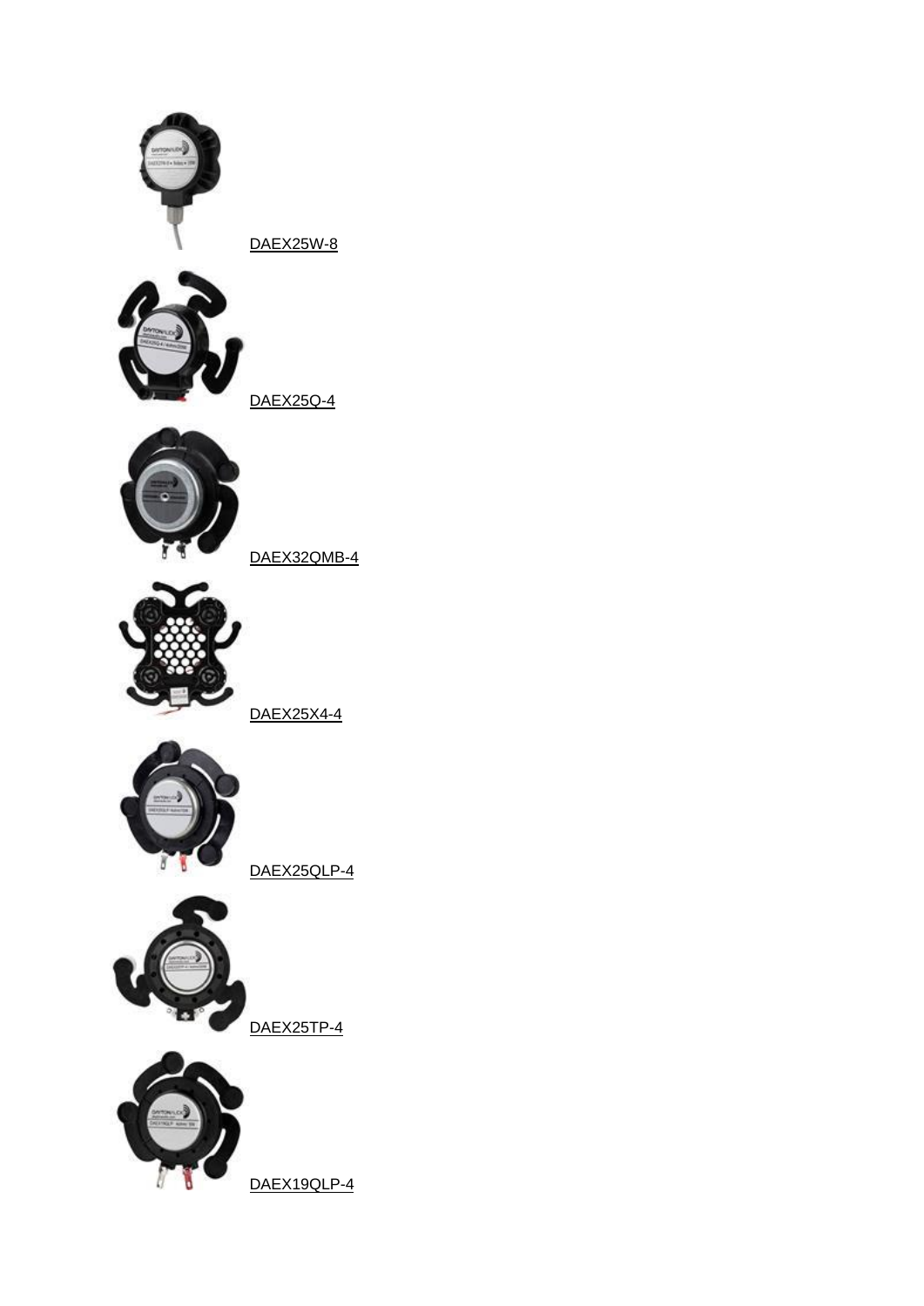DAEX25W-8

DAEX25Q-4

DAEX32QMB-4

DAEX25X4-4

DAEX25QLP-4

DAEX25TP-4

DAEX19QLP-4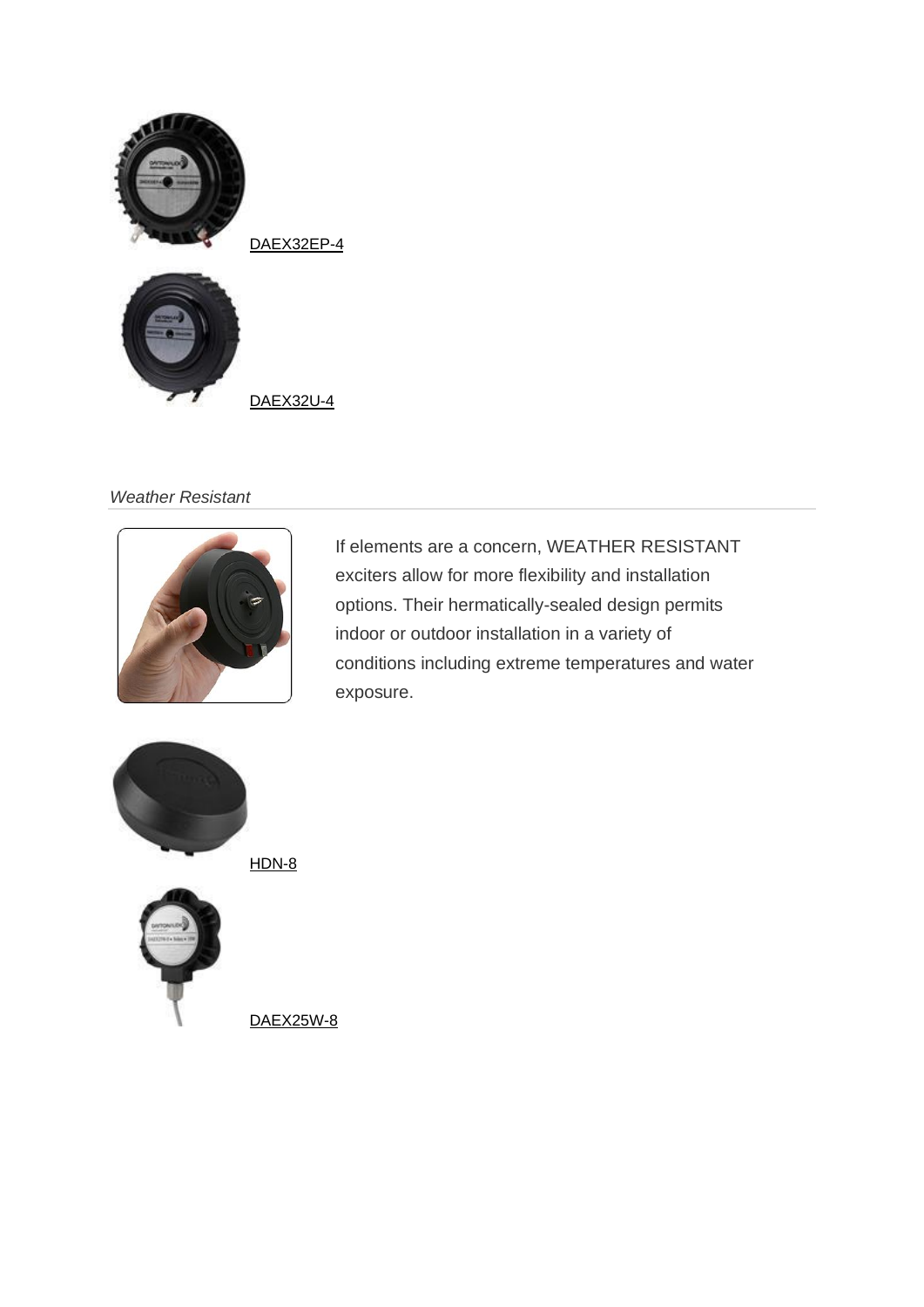DAEX32EP-4

DAEX32U-4

*Weather Resistant*

If elements are a concern, WEATHER RESISTANT exciters allow for more flexibility and installation options. Their hermatically-sealed design permits indoor or outdoor installation in a variety of conditions including extreme temperatures and water exposure.

HDN-8

DAEX25W-8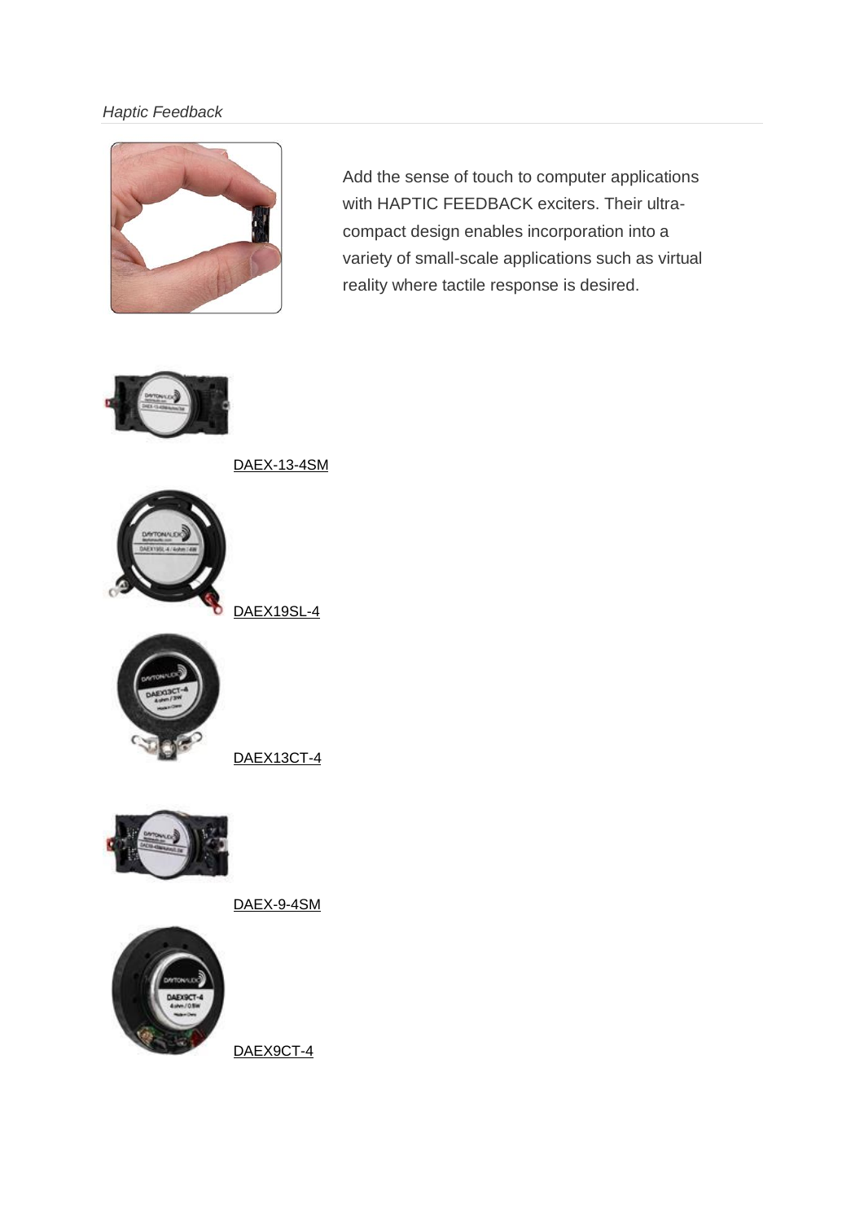*Haptic Feedback*

Add the sense of touch to computer applications with HAPTIC FEEDBACK exciters. Their ultra-compact design enables incorporation into a variety of small-scale applications such as virtual reality where tactile response is desired.

DAEX-13-4SM

DAEX19SL-4

DAEX13CT-4

DAEX-9-4SM

DAEX9CT-4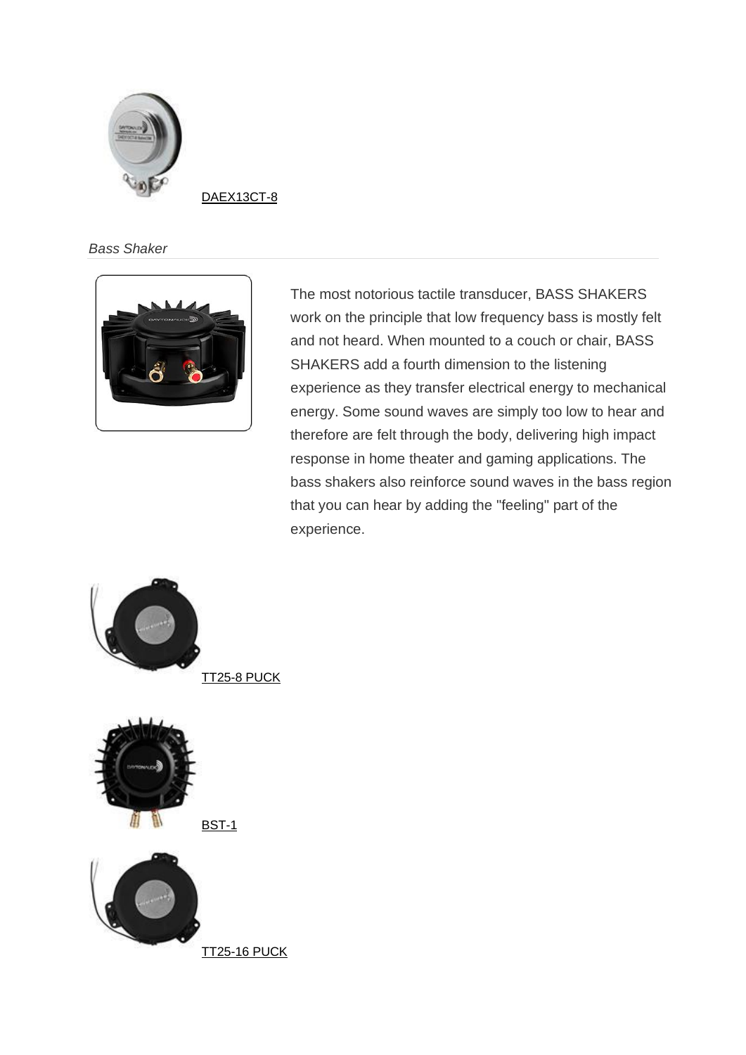DAEX13CT-8

*Bass Shaker*

The most notorious tactile transducer, BASS SHAKERS work on the principle that low frequency bass is mostly felt and not heard. When mounted to a couch or chair, BASS SHAKERS add a fourth dimension to the listening experience as they transfer electrical energy to mechanical energy. Some sound waves are simply too low to hear and therefore are felt through the body, delivering high impact response in home theater and gaming applications. The bass shakers also reinforce sound waves in the bass region that you can hear by adding the "feeling" part of the experience.

TT25-8 PUCK

BST-1

TT25-16 PUCK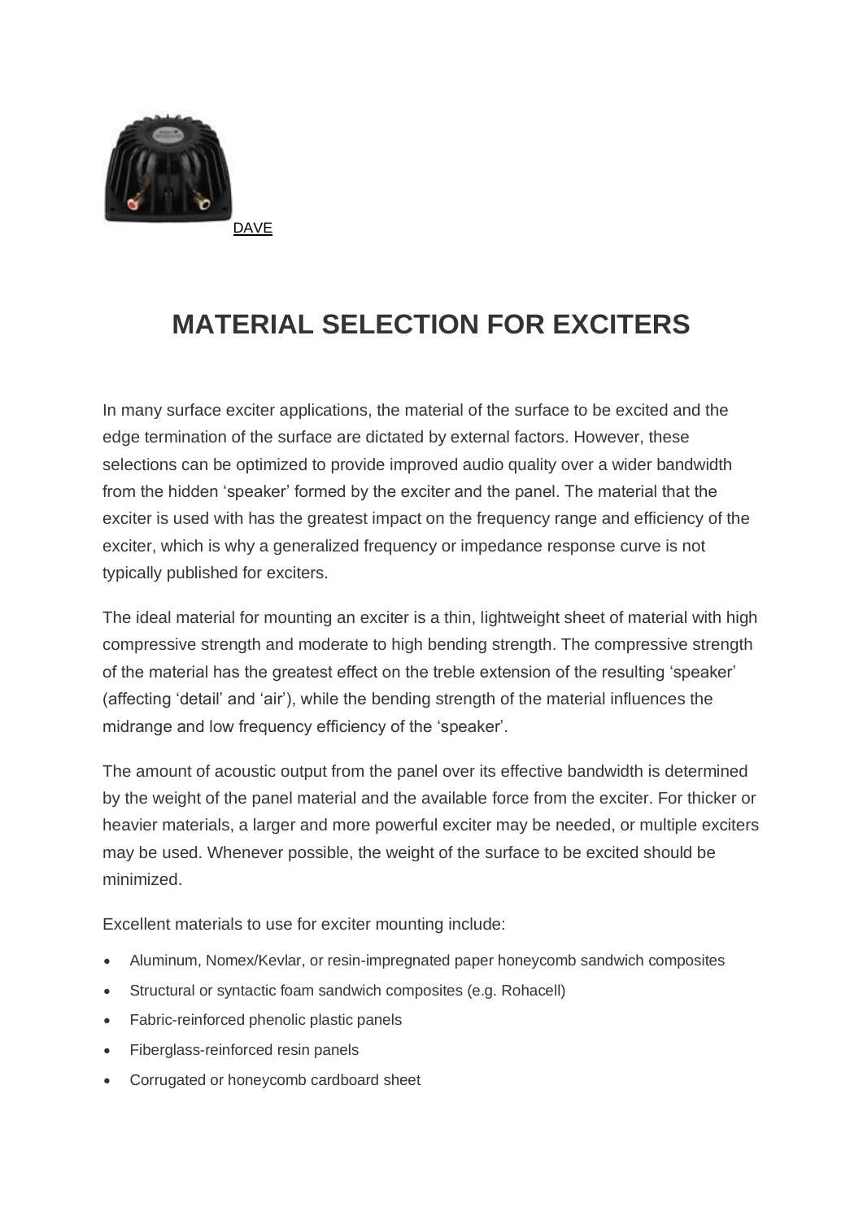DAVE

# MATERIAL SELECTION FOR EXCITERS

In many surface exciter applications, the material of the surface to be excited and the edge termination of the surface are dictated by external factors. However, these selections can be optimized to provide improved audio quality over a wider bandwidth from the hidden 'speaker' formed by the exciter and the panel. The material that the exciter is used with has the greatest impact on the frequency range and efficiency of the exciter, which is why a generalized frequency or impedance response curve is not typically published for exciters.

The ideal material for mounting an exciter is a thin, lightweight sheet of material with high compressive strength and moderate to high bending strength. The compressive strength of the material has the greatest effect on the treble extension of the resulting 'speaker' (affecting 'detail' and 'air'), while the bending strength of the material influences the midrange and low frequency efficiency of the 'speaker'.

The amount of acoustic output from the panel over its effective bandwidth is determined by the weight of the panel material and the available force from the exciter. For thicker or heavier materials, a larger and more powerful exciter may be needed, or multiple exciters may be used. Whenever possible, the weight of the surface to be excited should be minimized.

Excellent materials to use for exciter mounting include:

- Aluminum, Nomex/Kevlar, or resin-impregnated paper honeycomb sandwich composites
- Structural or syntactic foam sandwich composites (e.g. Rohacell)
- Fabric-reinforced phenolic plastic panels
- Fiberglass-reinforced resin panels
- Corrugated or honeycomb cardboard sheet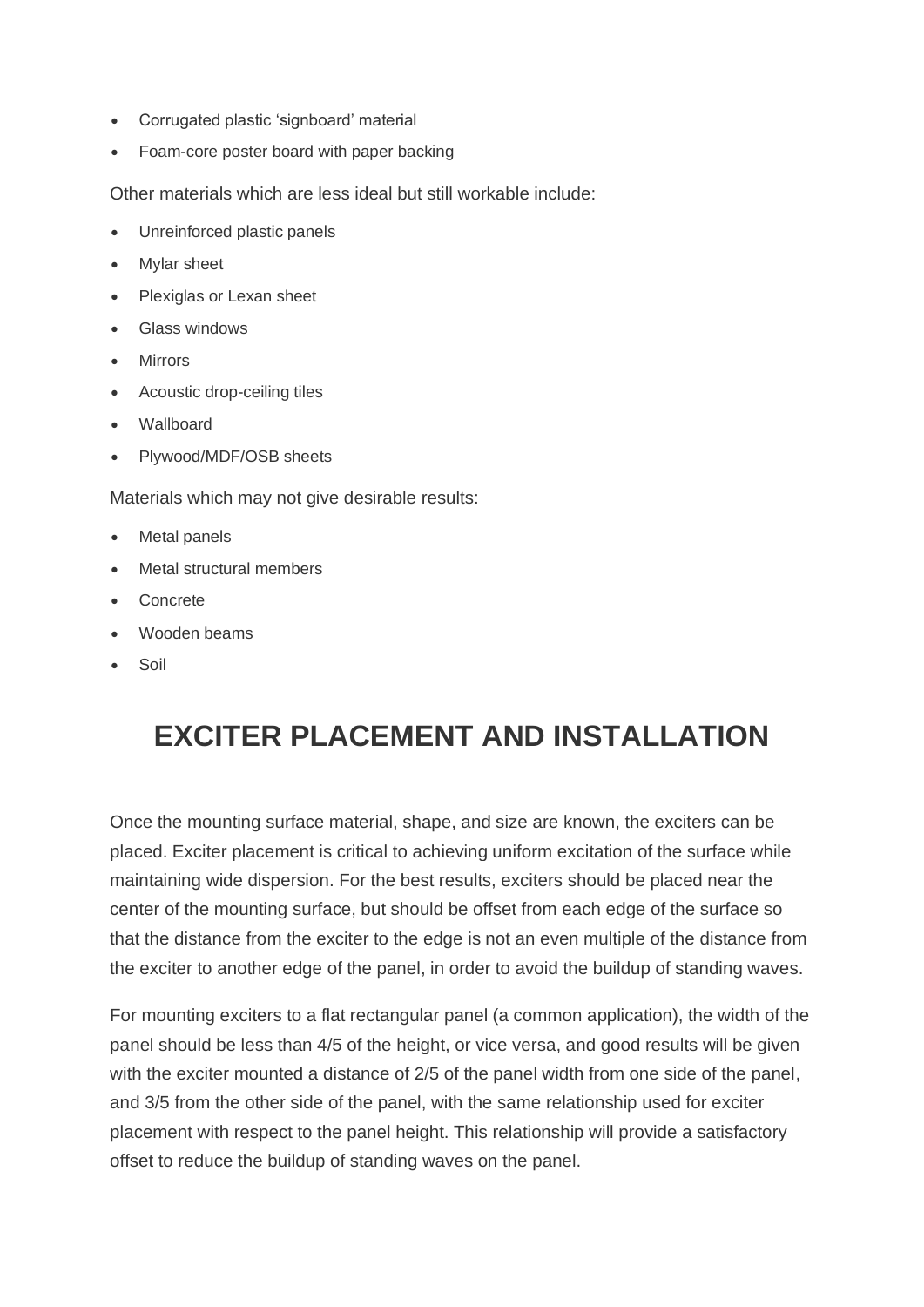- Corrugated plastic ‘signboard’ material
- Foam-core poster board with paper backing

Other materials which are less ideal but still workable include:

- Unreinforced plastic panels
- Mylar sheet
- Plexiglas or Lexan sheet
- Glass windows
- Mirrors
- Acoustic drop-ceiling tiles
- Wallboard
- Plywood/MDF/OSB sheets

Materials which may not give desirable results:

- Metal panels
- Metal structural members
- Concrete
- Wooden beams
- Soil

# EXCITER PLACEMENT AND INSTALLATION

Once the mounting surface material, shape, and size are known, the exciters can be placed. Exciter placement is critical to achieving uniform excitation of the surface while maintaining wide dispersion. For the best results, exciters should be placed near the center of the mounting surface, but should be offset from each edge of the surface so that the distance from the exciter to the edge is not an even multiple of the distance from the exciter to another edge of the panel, in order to avoid the buildup of standing waves.

For mounting exciters to a flat rectangular panel (a common application), the width of the panel should be less than 4/5 of the height, or vice versa, and good results will be given with the exciter mounted a distance of 2/5 of the panel width from one side of the panel, and 3/5 from the other side of the panel, with the same relationship used for exciter placement with respect to the panel height. This relationship will provide a satisfactory offset to reduce the buildup of standing waves on the panel.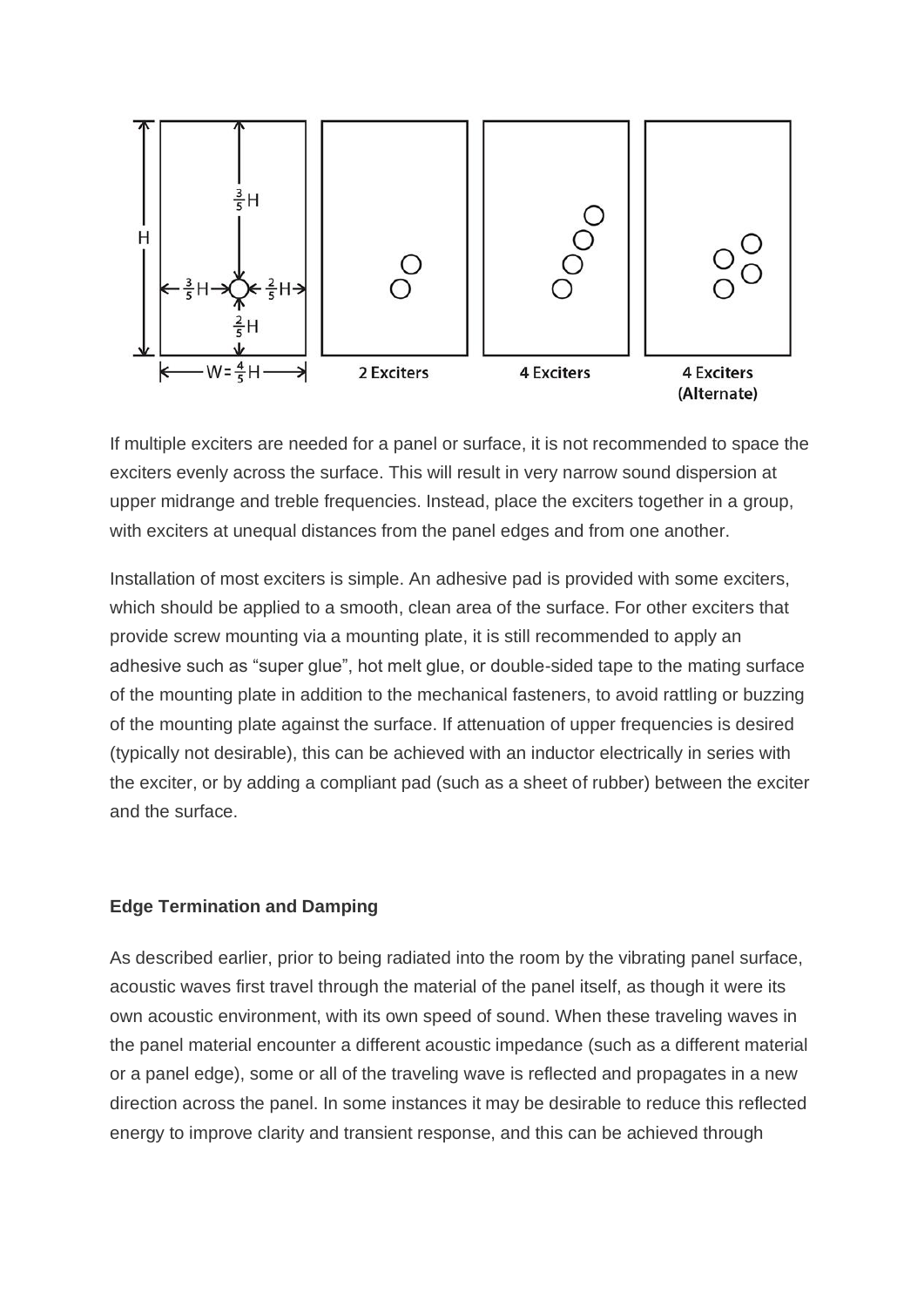If multiple exciters are needed for a panel or surface, it is not recommended to space the exciters evenly across the surface. This will result in very narrow sound dispersion at upper midrange and treble frequencies. Instead, place the exciters together in a group, with exciters at unequal distances from the panel edges and from one another.

Installation of most exciters is simple. An adhesive pad is provided with some exciters, which should be applied to a smooth, clean area of the surface. For other exciters that provide screw mounting via a mounting plate, it is still recommended to apply an adhesive such as "super glue", hot melt glue, or double-sided tape to the mating surface of the mounting plate in addition to the mechanical fasteners, to avoid rattling or buzzing of the mounting plate against the surface. If attenuation of upper frequencies is desired (typically not desirable), this can be achieved with an inductor electrically in series with the exciter, or by adding a compliant pad (such as a sheet of rubber) between the exciter and the surface.

**Edge Termination and Damping**

As described earlier, prior to being radiated into the room by the vibrating panel surface, acoustic waves first travel through the material of the panel itself, as though it were its own acoustic environment, with its own speed of sound. When these traveling waves in the panel material encounter a different acoustic impedance (such as a different material or a panel edge), some or all of the traveling wave is reflected and propagates in a new direction across the panel. In some instances it may be desirable to reduce this reflected energy to improve clarity and transient response, and this can be achieved through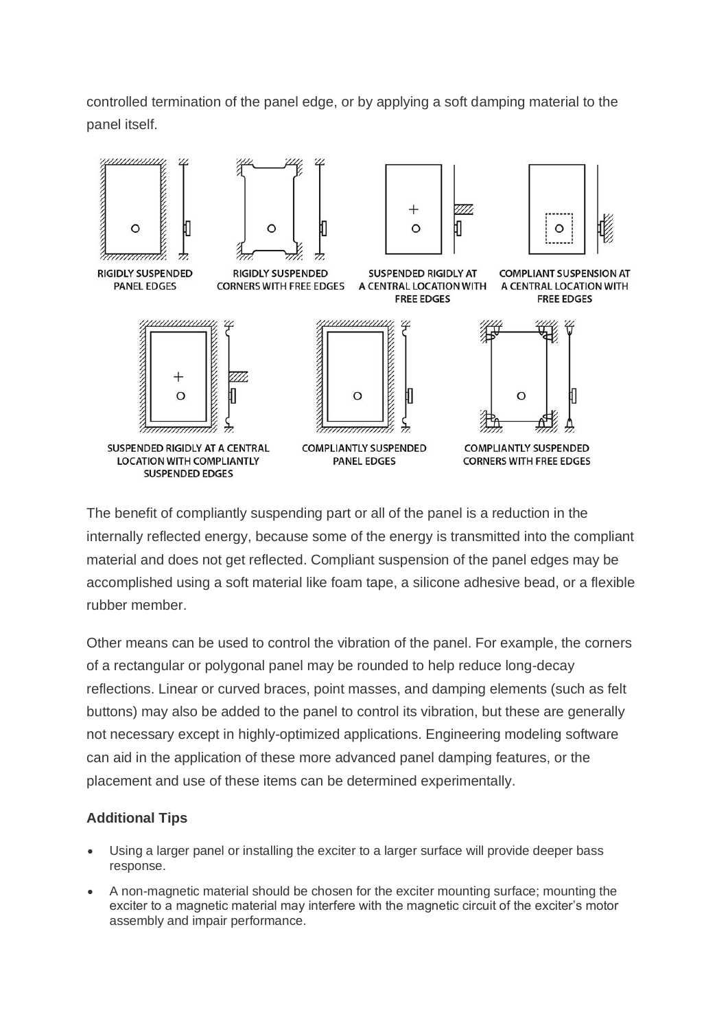controlled termination of the panel edge, or by applying a soft damping material to the panel itself.

RIGIDLY SUSPENDED PANEL EDGES

RIGIDLY SUSPENDED CORNERS WITH FREE EDGES

SUSPENDED RIGIDLY AT A CENTRAL LOCATION WITH FREE EDGES

COMPLIANT SUSPENSION AT A CENTRAL LOCATION WITH FREE EDGES

SUSPENDED RIGIDLY AT A CENTRAL LOCATION WITH COMPLIANTLY SUSPENDED EDGES

COMPLIANTLY SUSPENDED PANEL EDGES

COMPLIANTLY SUSPENDED CORNERS WITH FREE EDGES

The benefit of compliantly suspending part or all of the panel is a reduction in the internally reflected energy, because some of the energy is transmitted into the compliant material and does not get reflected. Compliant suspension of the panel edges may be accomplished using a soft material like foam tape, a silicone adhesive bead, or a flexible rubber member.

Other means can be used to control the vibration of the panel. For example, the corners of a rectangular or polygonal panel may be rounded to help reduce long-decay reflections. Linear or curved braces, point masses, and damping elements (such as felt buttons) may also be added to the panel to control its vibration, but these are generally not necessary except in highly-optimized applications. Engineering modeling software can aid in the application of these more advanced panel damping features, or the placement and use of these items can be determined experimentally.

### Additional Tips

- Using a larger panel or installing the exciter to a larger surface will provide deeper bass response.
- A non-magnetic material should be chosen for the exciter mounting surface; mounting the exciter to a magnetic material may interfere with the magnetic circuit of the exciter's motor assembly and impair performance.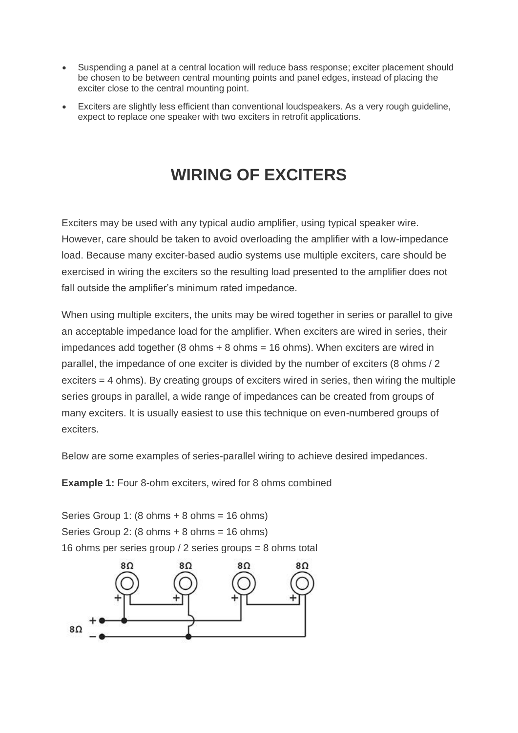- Suspending a panel at a central location will reduce bass response; exciter placement should be chosen to be between central mounting points and panel edges, instead of placing the exciter close to the central mounting point.
- Exciters are slightly less efficient than conventional loudspeakers. As a very rough guideline, expect to replace one speaker with two exciters in retrofit applications.

# WIRING OF EXCITERS

Exciters may be used with any typical audio amplifier, using typical speaker wire. However, care should be taken to avoid overloading the amplifier with a low-impedance load. Because many exciter-based audio systems use multiple exciters, care should be exercised in wiring the exciters so the resulting load presented to the amplifier does not fall outside the amplifier's minimum rated impedance.

When using multiple exciters, the units may be wired together in series or parallel to give an acceptable impedance load for the amplifier. When exciters are wired in series, their impedances add together (8 ohms + 8 ohms = 16 ohms). When exciters are wired in parallel, the impedance of one exciter is divided by the number of exciters (8 ohms / 2 exciters = 4 ohms). By creating groups of exciters wired in series, then wiring the multiple series groups in parallel, a wide range of impedances can be created from groups of many exciters. It is usually easiest to use this technique on even-numbered groups of exciters.

Below are some examples of series-parallel wiring to achieve desired impedances.

**Example 1:** Four 8-ohm exciters, wired for 8 ohms combined

Series Group 1: (8 ohms + 8 ohms = 16 ohms)
Series Group 2: (8 ohms + 8 ohms = 16 ohms)
16 ohms per series group / 2 series groups = 8 ohms total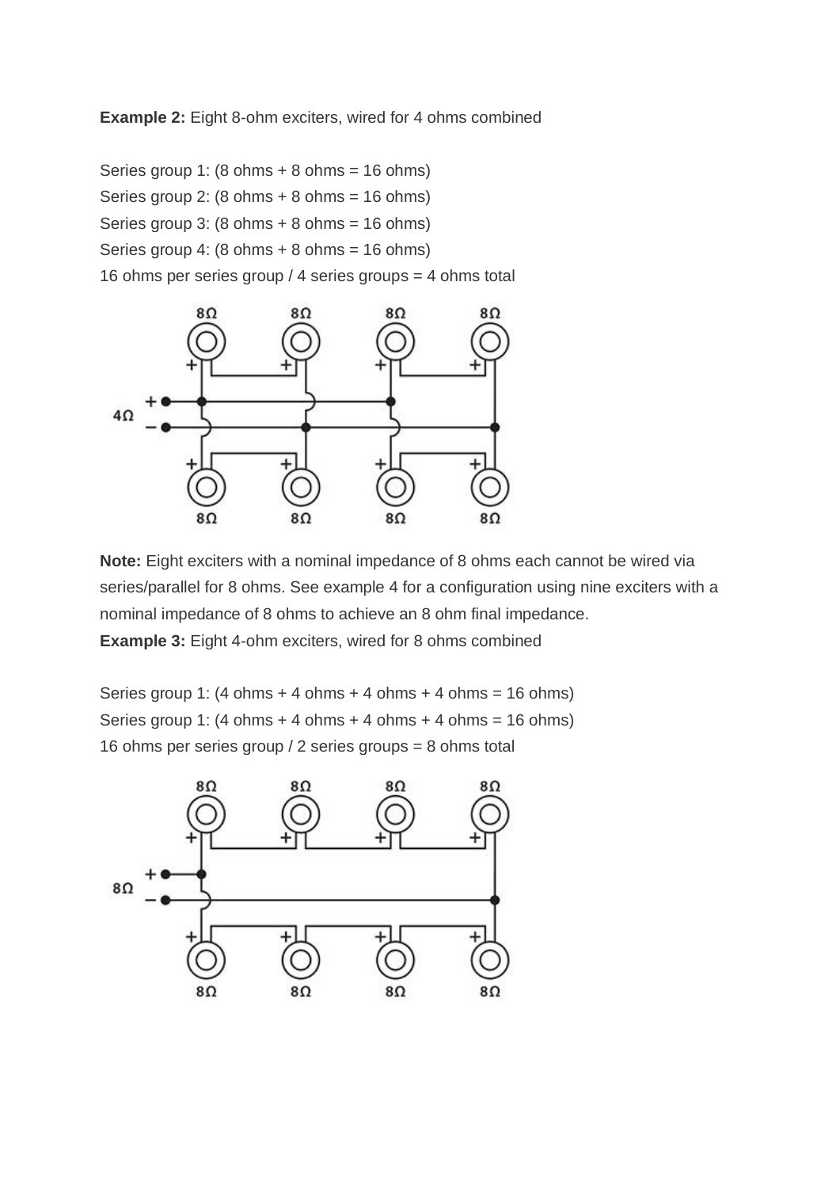**Example 2:** Eight 8-ohm exciters, wired for 4 ohms combined

Series group 1: (8 ohms + 8 ohms = 16 ohms)
Series group 2: (8 ohms + 8 ohms = 16 ohms)
Series group 3: (8 ohms + 8 ohms = 16 ohms)
Series group 4: (8 ohms + 8 ohms = 16 ohms)
16 ohms per series group / 4 series groups = 4 ohms total

**Note:** Eight exciters with a nominal impedance of 8 ohms each cannot be wired via series/parallel for 8 ohms. See example 4 for a configuration using nine exciters with a nominal impedance of 8 ohms to achieve an 8 ohm final impedance.

**Example 3:** Eight 4-ohm exciters, wired for 8 ohms combined

Series group 1: (4 ohms + 4 ohms + 4 ohms + 4 ohms = 16 ohms)
Series group 1: (4 ohms + 4 ohms + 4 ohms + 4 ohms = 16 ohms)
16 ohms per series group / 2 series groups = 8 ohms total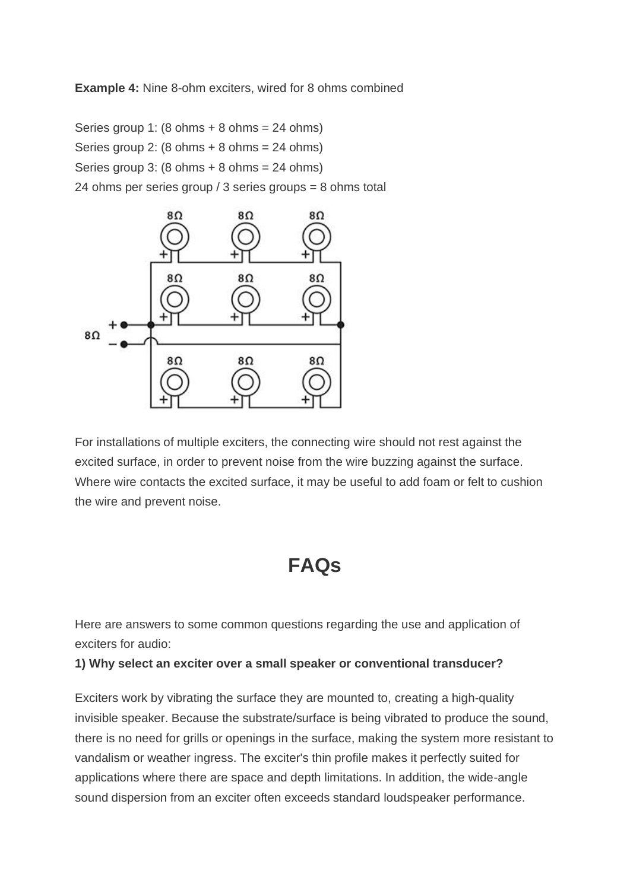**Example 4:** Nine 8-ohm exciters, wired for 8 ohms combined

Series group 1: (8 ohms + 8 ohms = 24 ohms)
Series group 2: (8 ohms + 8 ohms = 24 ohms)
Series group 3: (8 ohms + 8 ohms = 24 ohms)
24 ohms per series group / 3 series groups = 8 ohms total

For installations of multiple exciters, the connecting wire should not rest against the excited surface, in order to prevent noise from the wire buzzing against the surface. Where wire contacts the excited surface, it may be useful to add foam or felt to cushion the wire and prevent noise.

## FAQs

Here are answers to some common questions regarding the use and application of exciters for audio:

**1) Why select an exciter over a small speaker or conventional transducer?**

Exciters work by vibrating the surface they are mounted to, creating a high-quality invisible speaker. Because the substrate/surface is being vibrated to produce the sound, there is no need for grills or openings in the surface, making the system more resistant to vandalism or weather ingress. The exciter's thin profile makes it perfectly suited for applications where there are space and depth limitations. In addition, the wide-angle sound dispersion from an exciter often exceeds standard loudspeaker performance.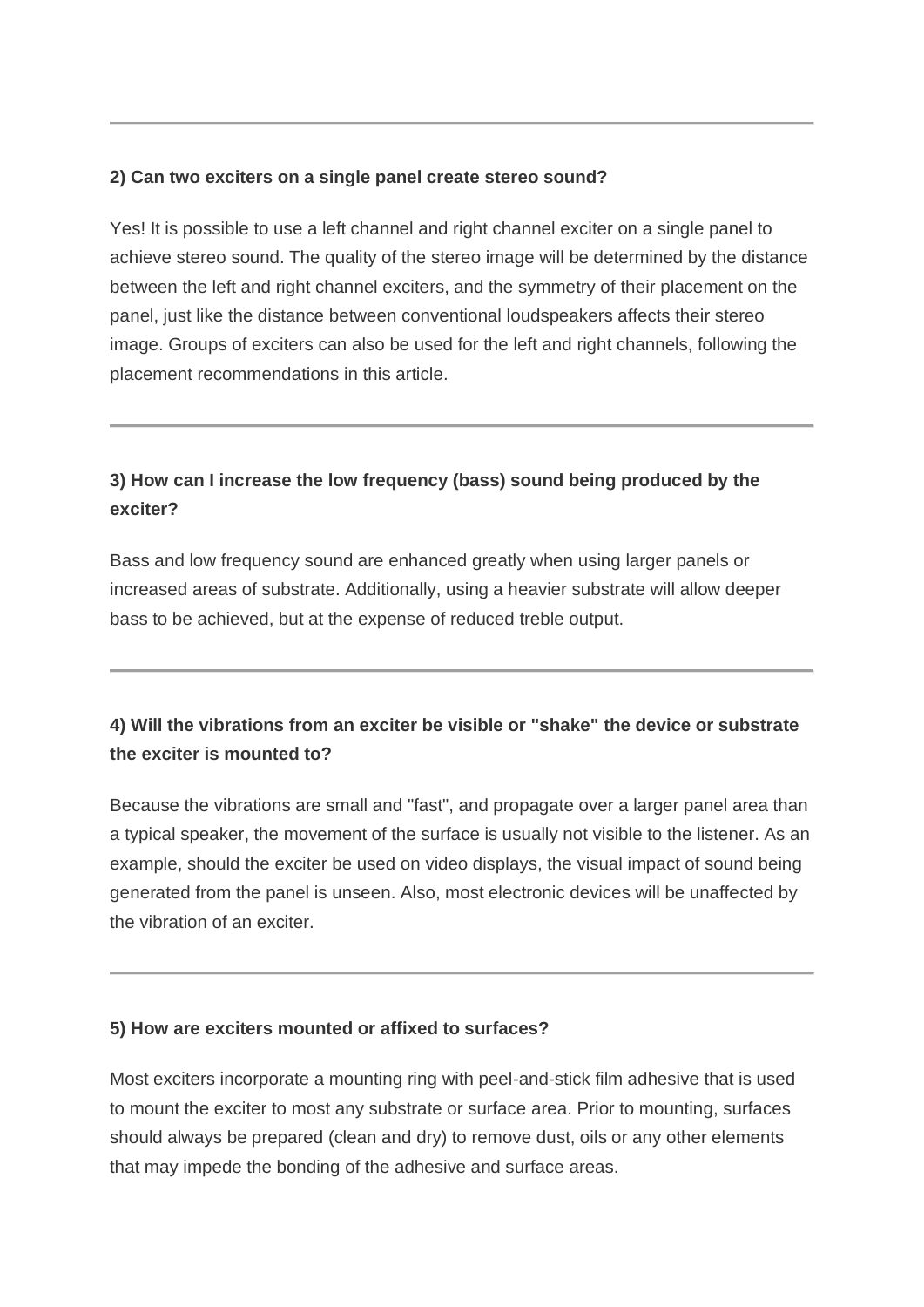---

**2) Can two exciters on a single panel create stereo sound?**

Yes! It is possible to use a left channel and right channel exciter on a single panel to achieve stereo sound. The quality of the stereo image will be determined by the distance between the left and right channel exciters, and the symmetry of their placement on the panel, just like the distance between conventional loudspeakers affects their stereo image. Groups of exciters can also be used for the left and right channels, following the placement recommendations in this article.

---

**3) How can I increase the low frequency (bass) sound being produced by the exciter?**

Bass and low frequency sound are enhanced greatly when using larger panels or increased areas of substrate. Additionally, using a heavier substrate will allow deeper bass to be achieved, but at the expense of reduced treble output.

---

**4) Will the vibrations from an exciter be visible or "shake" the device or substrate the exciter is mounted to?**

Because the vibrations are small and "fast", and propagate over a larger panel area than a typical speaker, the movement of the surface is usually not visible to the listener. As an example, should the exciter be used on video displays, the visual impact of sound being generated from the panel is unseen. Also, most electronic devices will be unaffected by the vibration of an exciter.

---

**5) How are exciters mounted or affixed to surfaces?**

Most exciters incorporate a mounting ring with peel-and-stick film adhesive that is used to mount the exciter to most any substrate or surface area. Prior to mounting, surfaces should always be prepared (clean and dry) to remove dust, oils or any other elements that may impede the bonding of the adhesive and surface areas.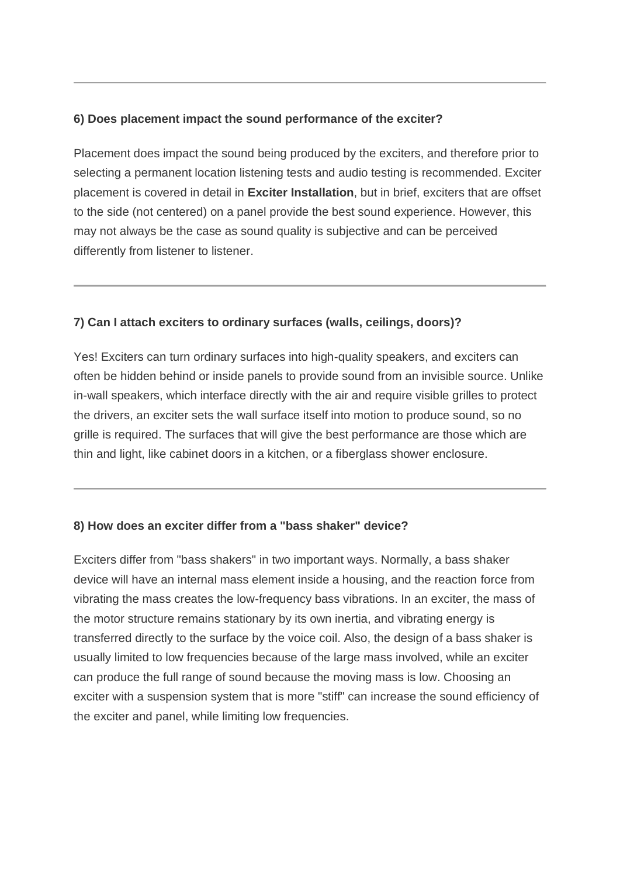---

**6) Does placement impact the sound performance of the exciter?**

Placement does impact the sound being produced by the exciters, and therefore prior to selecting a permanent location listening tests and audio testing is recommended. Exciter placement is covered in detail in **Exciter Installation**, but in brief, exciters that are offset to the side (not centered) on a panel provide the best sound experience. However, this may not always be the case as sound quality is subjective and can be perceived differently from listener to listener.

---

**7) Can I attach exciters to ordinary surfaces (walls, ceilings, doors)?**

Yes! Exciters can turn ordinary surfaces into high-quality speakers, and exciters can often be hidden behind or inside panels to provide sound from an invisible source. Unlike in-wall speakers, which interface directly with the air and require visible grilles to protect the drivers, an exciter sets the wall surface itself into motion to produce sound, so no grille is required. The surfaces that will give the best performance are those which are thin and light, like cabinet doors in a kitchen, or a fiberglass shower enclosure.

---

**8) How does an exciter differ from a "bass shaker" device?**

Exciters differ from "bass shakers" in two important ways. Normally, a bass shaker device will have an internal mass element inside a housing, and the reaction force from vibrating the mass creates the low-frequency bass vibrations. In an exciter, the mass of the motor structure remains stationary by its own inertia, and vibrating energy is transferred directly to the surface by the voice coil. Also, the design of a bass shaker is usually limited to low frequencies because of the large mass involved, while an exciter can produce the full range of sound because the moving mass is low. Choosing an exciter with a suspension system that is more "stiff" can increase the sound efficiency of the exciter and panel, while limiting low frequencies.